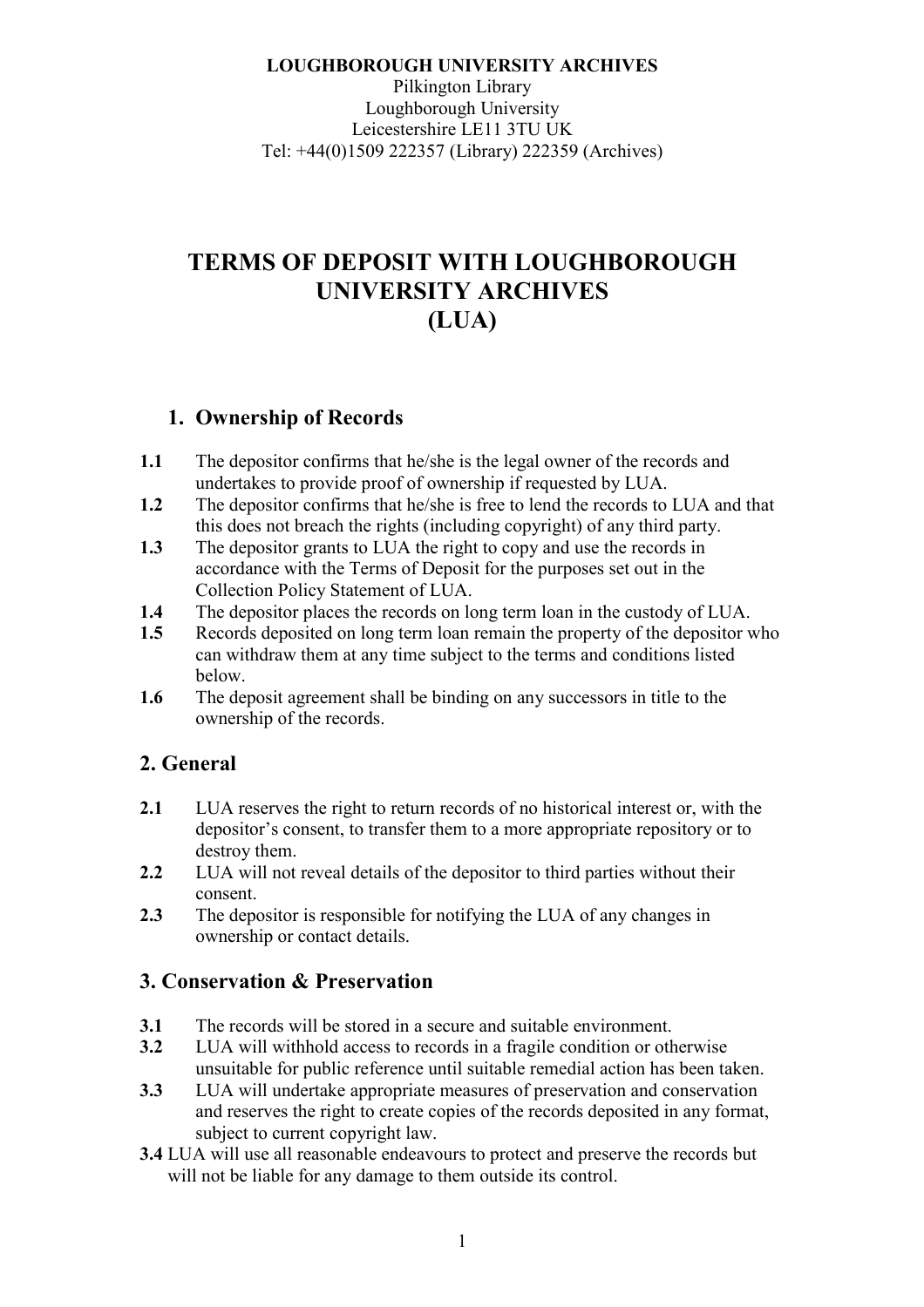**LOUGHBOROUGH UNIVERSITY ARCHIVES**
Pilkington Library
Loughborough University
Leicestershire LE11 3TU UK
Tel: +44(0)1509 222357 (Library) 222359 (Archives)

# TERMS OF DEPOSIT WITH LOUGHBOROUGH UNIVERSITY ARCHIVES (LUA)

## 1. Ownership of Records

**1.1** The depositor confirms that he/she is the legal owner of the records and undertakes to provide proof of ownership if requested by LUA.

**1.2** The depositor confirms that he/she is free to lend the records to LUA and that this does not breach the rights (including copyright) of any third party.

**1.3** The depositor grants to LUA the right to copy and use the records in accordance with the Terms of Deposit for the purposes set out in the Collection Policy Statement of LUA.

**1.4** The depositor places the records on long term loan in the custody of LUA.

**1.5** Records deposited on long term loan remain the property of the depositor who can withdraw them at any time subject to the terms and conditions listed below.

**1.6** The deposit agreement shall be binding on any successors in title to the ownership of the records.

## 2. General

**2.1** LUA reserves the right to return records of no historical interest or, with the depositor's consent, to transfer them to a more appropriate repository or to destroy them.

**2.2** LUA will not reveal details of the depositor to third parties without their consent.

**2.3** The depositor is responsible for notifying the LUA of any changes in ownership or contact details.

## 3. Conservation & Preservation

**3.1** The records will be stored in a secure and suitable environment.

**3.2** LUA will withhold access to records in a fragile condition or otherwise unsuitable for public reference until suitable remedial action has been taken.

**3.3** LUA will undertake appropriate measures of preservation and conservation and reserves the right to create copies of the records deposited in any format, subject to current copyright law.

**3.4** LUA will use all reasonable endeavours to protect and preserve the records but will not be liable for any damage to them outside its control.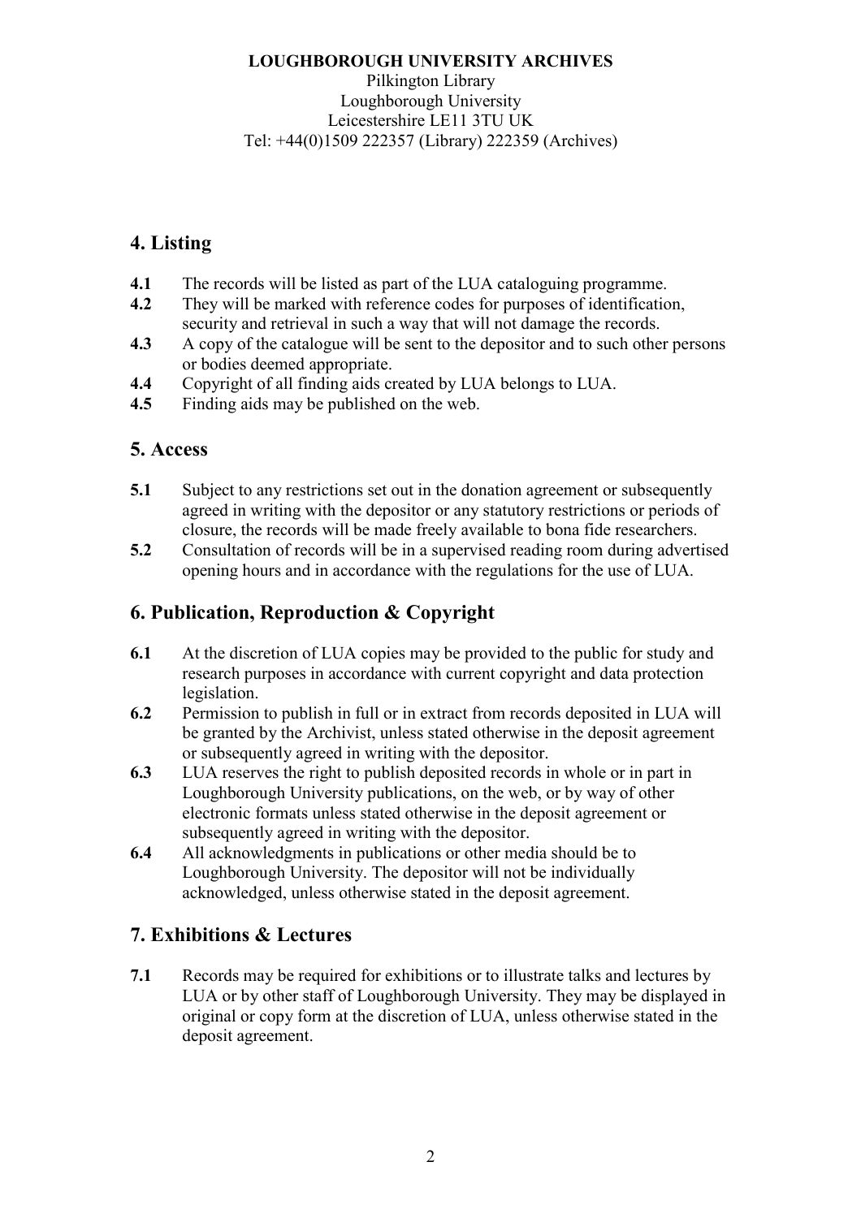**LOUGHBOROUGH UNIVERSITY ARCHIVES**
Pilkington Library
Loughborough University
Leicestershire LE11 3TU UK
Tel: +44(0)1509 222357 (Library) 222359 (Archives)

## 4. Listing

**4.1** The records will be listed as part of the LUA cataloguing programme.
**4.2** They will be marked with reference codes for purposes of identification, security and retrieval in such a way that will not damage the records.
**4.3** A copy of the catalogue will be sent to the depositor and to such other persons or bodies deemed appropriate.
**4.4** Copyright of all finding aids created by LUA belongs to LUA.
**4.5** Finding aids may be published on the web.

## 5. Access

**5.1** Subject to any restrictions set out in the donation agreement or subsequently agreed in writing with the depositor or any statutory restrictions or periods of closure, the records will be made freely available to bona fide researchers.
**5.2** Consultation of records will be in a supervised reading room during advertised opening hours and in accordance with the regulations for the use of LUA.

## 6. Publication, Reproduction & Copyright

**6.1** At the discretion of LUA copies may be provided to the public for study and research purposes in accordance with current copyright and data protection legislation.
**6.2** Permission to publish in full or in extract from records deposited in LUA will be granted by the Archivist, unless stated otherwise in the deposit agreement or subsequently agreed in writing with the depositor.
**6.3** LUA reserves the right to publish deposited records in whole or in part in Loughborough University publications, on the web, or by way of other electronic formats unless stated otherwise in the deposit agreement or subsequently agreed in writing with the depositor.
**6.4** All acknowledgments in publications or other media should be to Loughborough University. The depositor will not be individually acknowledged, unless otherwise stated in the deposit agreement.

## 7. Exhibitions & Lectures

**7.1** Records may be required for exhibitions or to illustrate talks and lectures by LUA or by other staff of Loughborough University. They may be displayed in original or copy form at the discretion of LUA, unless otherwise stated in the deposit agreement.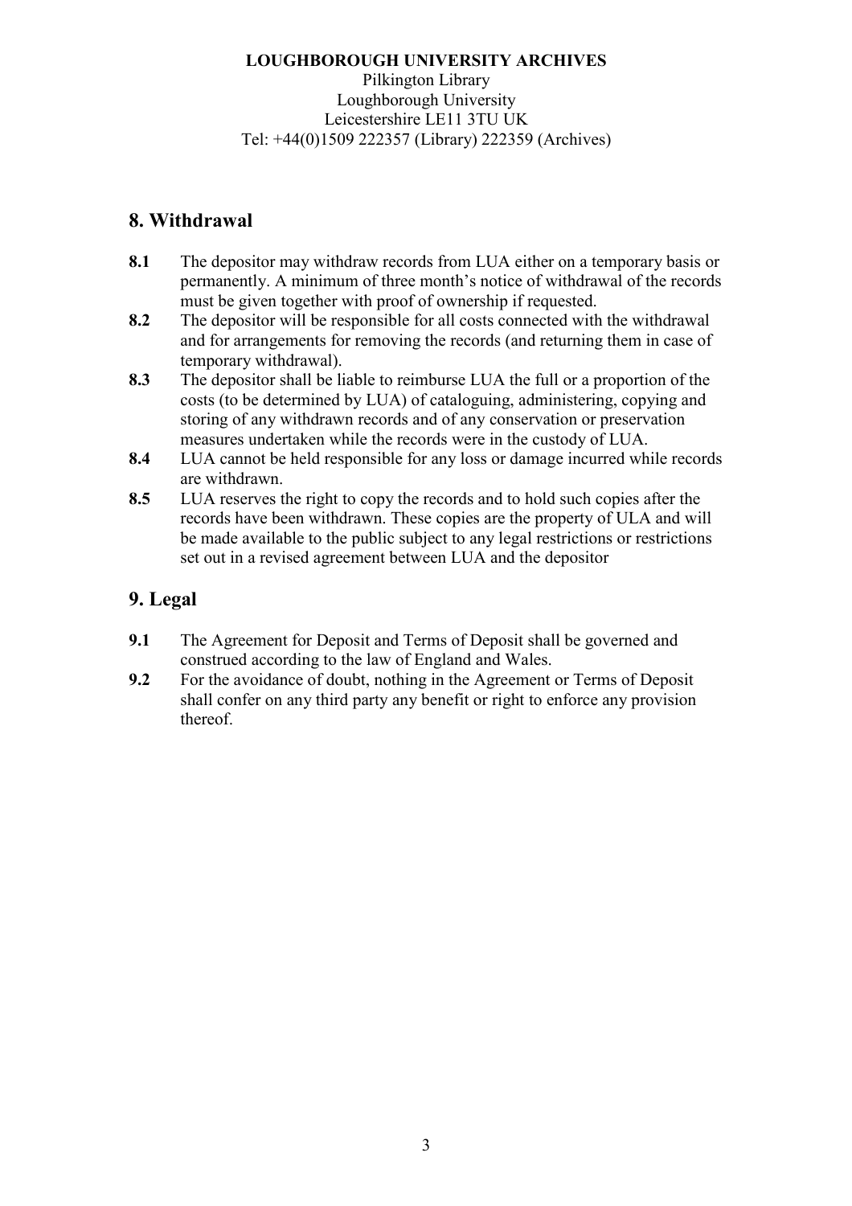**LOUGHBOROUGH UNIVERSITY ARCHIVES**
Pilkington Library
Loughborough University
Leicestershire LE11 3TU UK
Tel: +44(0)1509 222357 (Library) 222359 (Archives)

## 8. Withdrawal

**8.1** The depositor may withdraw records from LUA either on a temporary basis or permanently. A minimum of three month's notice of withdrawal of the records must be given together with proof of ownership if requested.

**8.2** The depositor will be responsible for all costs connected with the withdrawal and for arrangements for removing the records (and returning them in case of temporary withdrawal).

**8.3** The depositor shall be liable to reimburse LUA the full or a proportion of the costs (to be determined by LUA) of cataloguing, administering, copying and storing of any withdrawn records and of any conservation or preservation measures undertaken while the records were in the custody of LUA.

**8.4** LUA cannot be held responsible for any loss or damage incurred while records are withdrawn.

**8.5** LUA reserves the right to copy the records and to hold such copies after the records have been withdrawn. These copies are the property of ULA and will be made available to the public subject to any legal restrictions or restrictions set out in a revised agreement between LUA and the depositor

## 9. Legal

**9.1** The Agreement for Deposit and Terms of Deposit shall be governed and construed according to the law of England and Wales.

**9.2** For the avoidance of doubt, nothing in the Agreement or Terms of Deposit shall confer on any third party any benefit or right to enforce any provision thereof.